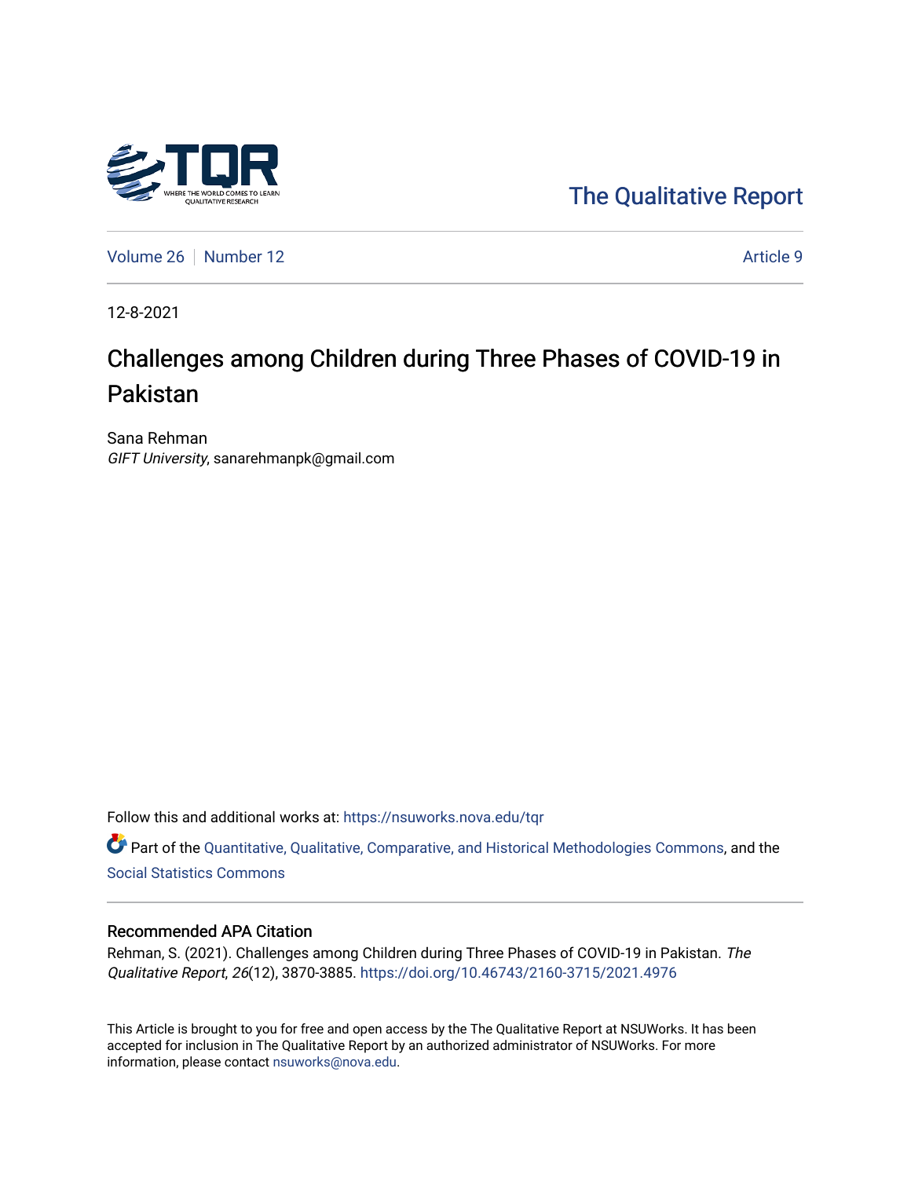The Qualitative Report

Volume 26 | Number 12 | Article 9

12-8-2021

# Challenges among Children during Three Phases of COVID-19 in Pakistan

Sana Rehman
*GIFT University*, sanarehmanpk@gmail.com

Follow this and additional works at: https://nsuworks.nova.edu/tqr

Part of the Quantitative, Qualitative, Comparative, and Historical Methodologies Commons, and the Social Statistics Commons

## Recommended APA Citation

Rehman, S. (2021). Challenges among Children during Three Phases of COVID-19 in Pakistan. *The Qualitative Report*, *26*(12), 3870-3885. https://doi.org/10.46743/2160-3715/2021.4976

This Article is brought to you for free and open access by the The Qualitative Report at NSUWorks. It has been accepted for inclusion in The Qualitative Report by an authorized administrator of NSUWorks. For more information, please contact nsuworks@nova.edu.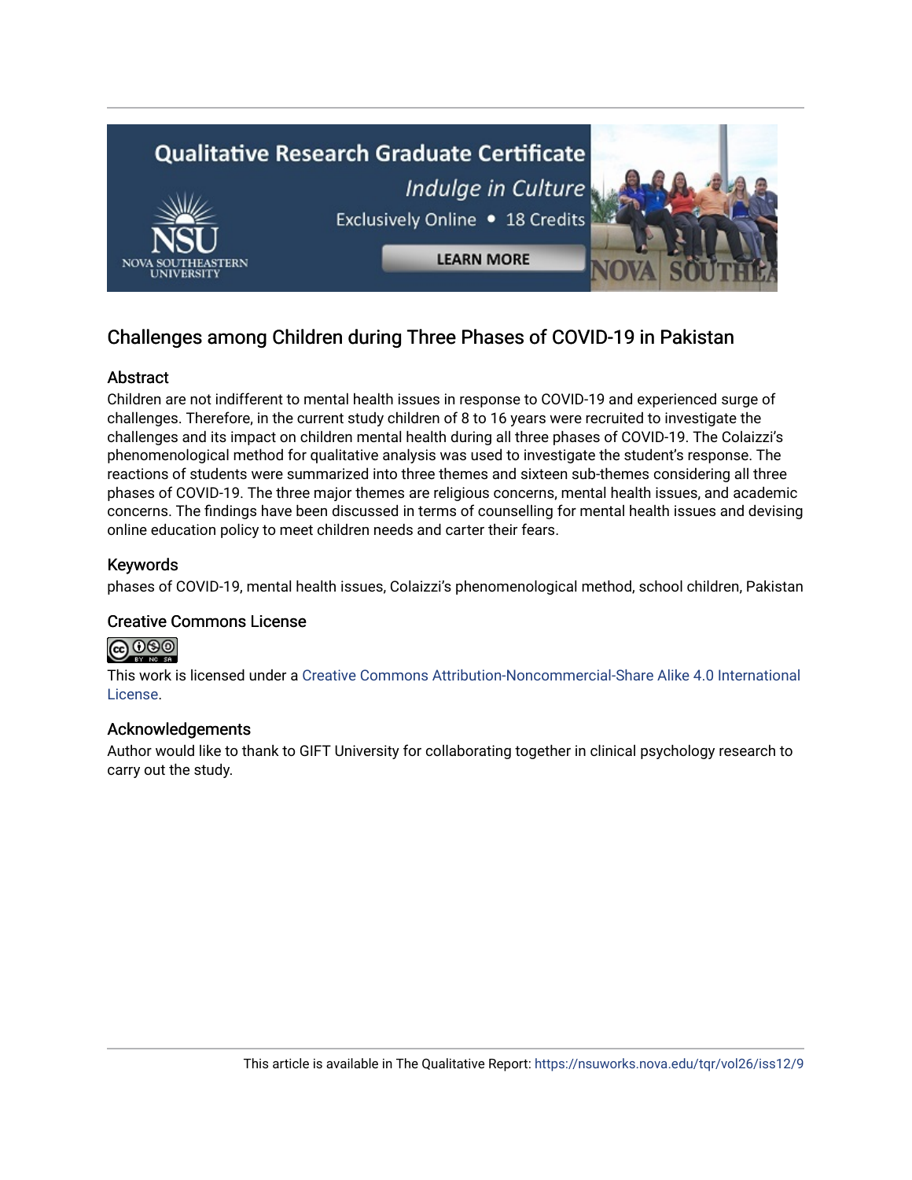## Challenges among Children during Three Phases of COVID-19 in Pakistan

### Abstract

Children are not indifferent to mental health issues in response to COVID-19 and experienced surge of challenges. Therefore, in the current study children of 8 to 16 years were recruited to investigate the challenges and its impact on children mental health during all three phases of COVID-19. The Colaizzi's phenomenological method for qualitative analysis was used to investigate the student's response. The reactions of students were summarized into three themes and sixteen sub-themes considering all three phases of COVID-19. The three major themes are religious concerns, mental health issues, and academic concerns. The findings have been discussed in terms of counselling for mental health issues and devising online education policy to meet children needs and carter their fears.

### Keywords

phases of COVID-19, mental health issues, Colaizzi's phenomenological method, school children, Pakistan

### Creative Commons License

This work is licensed under a Creative Commons Attribution-Noncommercial-Share Alike 4.0 International License.

### Acknowledgements

Author would like to thank to GIFT University for collaborating together in clinical psychology research to carry out the study.

This article is available in The Qualitative Report: https://nsuworks.nova.edu/tqr/vol26/iss12/9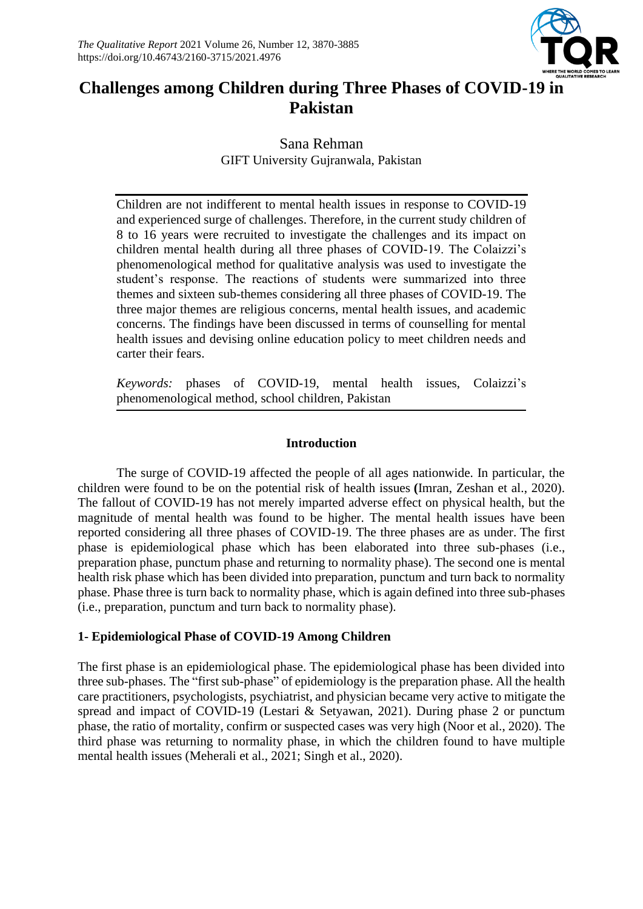# Challenges among Children during Three Phases of COVID-19 in Pakistan

Sana Rehman
GIFT University Gujranwala, Pakistan

Children are not indifferent to mental health issues in response to COVID-19 and experienced surge of challenges. Therefore, in the current study children of 8 to 16 years were recruited to investigate the challenges and its impact on children mental health during all three phases of COVID-19. The Colaizzi's phenomenological method for qualitative analysis was used to investigate the student's response. The reactions of students were summarized into three themes and sixteen sub-themes considering all three phases of COVID-19. The three major themes are religious concerns, mental health issues, and academic concerns. The findings have been discussed in terms of counselling for mental health issues and devising online education policy to meet children needs and carter their fears.

*Keywords:* phases of COVID-19, mental health issues, Colaizzi's phenomenological method, school children, Pakistan

## Introduction

The surge of COVID-19 affected the people of all ages nationwide. In particular, the children were found to be on the potential risk of health issues (Imran, Zeshan et al., 2020). The fallout of COVID-19 has not merely imparted adverse effect on physical health, but the magnitude of mental health was found to be higher. The mental health issues have been reported considering all three phases of COVID-19. The three phases are as under. The first phase is epidemiological phase which has been elaborated into three sub-phases (i.e., preparation phase, punctum phase and returning to normality phase). The second one is mental health risk phase which has been divided into preparation, punctum and turn back to normality phase. Phase three is turn back to normality phase, which is again defined into three sub-phases (i.e., preparation, punctum and turn back to normality phase).

### 1- Epidemiological Phase of COVID-19 Among Children

The first phase is an epidemiological phase. The epidemiological phase has been divided into three sub-phases. The "first sub-phase" of epidemiology is the preparation phase. All the health care practitioners, psychologists, psychiatrist, and physician became very active to mitigate the spread and impact of COVID-19 (Lestari & Setyawan, 2021). During phase 2 or punctum phase, the ratio of mortality, confirm or suspected cases was very high (Noor et al., 2020). The third phase was returning to normality phase, in which the children found to have multiple mental health issues (Meherali et al., 2021; Singh et al., 2020).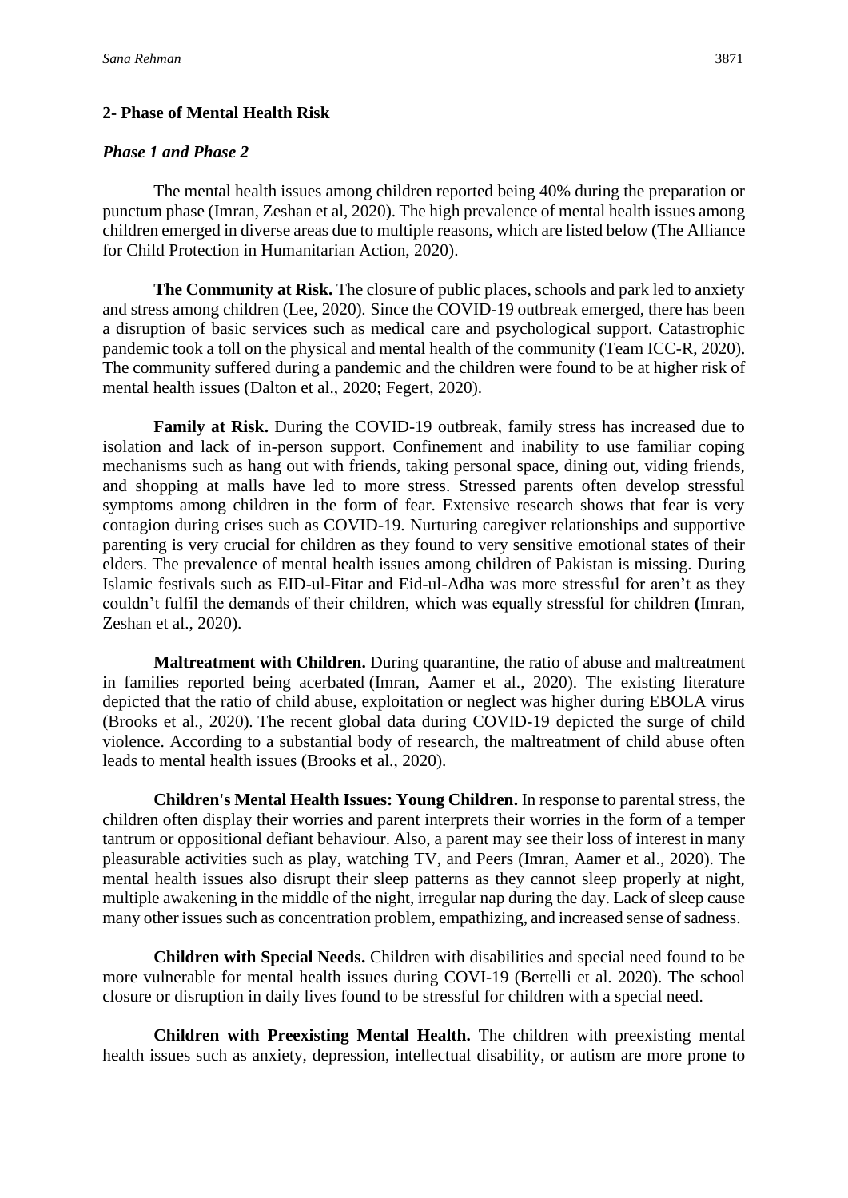## 2- Phase of Mental Health Risk

### *Phase 1 and Phase 2*

The mental health issues among children reported being 40% during the preparation or punctum phase (Imran, Zeshan et al, 2020). The high prevalence of mental health issues among children emerged in diverse areas due to multiple reasons, which are listed below (The Alliance for Child Protection in Humanitarian Action, 2020).

**The Community at Risk.** The closure of public places, schools and park led to anxiety and stress among children (Lee, 2020). Since the COVID-19 outbreak emerged, there has been a disruption of basic services such as medical care and psychological support. Catastrophic pandemic took a toll on the physical and mental health of the community (Team ICC-R, 2020). The community suffered during a pandemic and the children were found to be at higher risk of mental health issues (Dalton et al., 2020; Fegert, 2020).

**Family at Risk.** During the COVID-19 outbreak, family stress has increased due to isolation and lack of in-person support. Confinement and inability to use familiar coping mechanisms such as hang out with friends, taking personal space, dining out, viding friends, and shopping at malls have led to more stress. Stressed parents often develop stressful symptoms among children in the form of fear. Extensive research shows that fear is very contagion during crises such as COVID-19. Nurturing caregiver relationships and supportive parenting is very crucial for children as they found to very sensitive emotional states of their elders. The prevalence of mental health issues among children of Pakistan is missing. During Islamic festivals such as EID-ul-Fitar and Eid-ul-Adha was more stressful for aren't as they couldn't fulfil the demands of their children, which was equally stressful for children **(**Imran, Zeshan et al., 2020).

**Maltreatment with Children.** During quarantine, the ratio of abuse and maltreatment in families reported being acerbated (Imran, Aamer et al., 2020). The existing literature depicted that the ratio of child abuse, exploitation or neglect was higher during EBOLA virus (Brooks et al., 2020). The recent global data during COVID-19 depicted the surge of child violence. According to a substantial body of research, the maltreatment of child abuse often leads to mental health issues (Brooks et al., 2020).

**Children's Mental Health Issues: Young Children.** In response to parental stress, the children often display their worries and parent interprets their worries in the form of a temper tantrum or oppositional defiant behaviour. Also, a parent may see their loss of interest in many pleasurable activities such as play, watching TV, and Peers (Imran, Aamer et al., 2020). The mental health issues also disrupt their sleep patterns as they cannot sleep properly at night, multiple awakening in the middle of the night, irregular nap during the day. Lack of sleep cause many other issues such as concentration problem, empathizing, and increased sense of sadness.

**Children with Special Needs.** Children with disabilities and special need found to be more vulnerable for mental health issues during COVI-19 (Bertelli et al. 2020). The school closure or disruption in daily lives found to be stressful for children with a special need.

**Children with Preexisting Mental Health.** The children with preexisting mental health issues such as anxiety, depression, intellectual disability, or autism are more prone to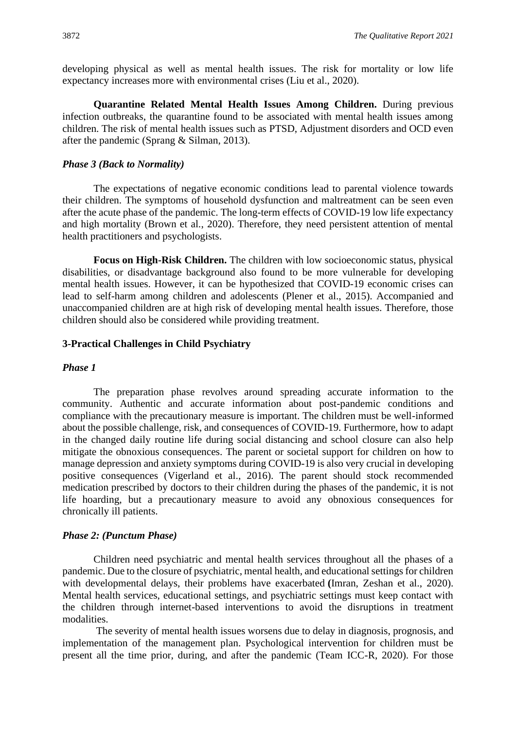developing physical as well as mental health issues. The risk for mortality or low life expectancy increases more with environmental crises (Liu et al., 2020).

**Quarantine Related Mental Health Issues Among Children.** During previous infection outbreaks, the quarantine found to be associated with mental health issues among children. The risk of mental health issues such as PTSD, Adjustment disorders and OCD even after the pandemic (Sprang & Silman, 2013).

### *Phase 3 (Back to Normality)*

The expectations of negative economic conditions lead to parental violence towards their children. The symptoms of household dysfunction and maltreatment can be seen even after the acute phase of the pandemic. The long-term effects of COVID-19 low life expectancy and high mortality (Brown et al., 2020). Therefore, they need persistent attention of mental health practitioners and psychologists.

**Focus on High-Risk Children.** The children with low socioeconomic status, physical disabilities, or disadvantage background also found to be more vulnerable for developing mental health issues. However, it can be hypothesized that COVID-19 economic crises can lead to self-harm among children and adolescents (Plener et al., 2015). Accompanied and unaccompanied children are at high risk of developing mental health issues. Therefore, those children should also be considered while providing treatment.

## 3-Practical Challenges in Child Psychiatry

### *Phase 1*

The preparation phase revolves around spreading accurate information to the community. Authentic and accurate information about post-pandemic conditions and compliance with the precautionary measure is important. The children must be well-informed about the possible challenge, risk, and consequences of COVID-19. Furthermore, how to adapt in the changed daily routine life during social distancing and school closure can also help mitigate the obnoxious consequences. The parent or societal support for children on how to manage depression and anxiety symptoms during COVID-19 is also very crucial in developing positive consequences (Vigerland et al., 2016). The parent should stock recommended medication prescribed by doctors to their children during the phases of the pandemic, it is not life hoarding, but a precautionary measure to avoid any obnoxious consequences for chronically ill patients.

### *Phase 2: (Punctum Phase)*

Children need psychiatric and mental health services throughout all the phases of a pandemic. Due to the closure of psychiatric, mental health, and educational settings for children with developmental delays, their problems have exacerbated (Imran, Zeshan et al., 2020). Mental health services, educational settings, and psychiatric settings must keep contact with the children through internet-based interventions to avoid the disruptions in treatment modalities.

The severity of mental health issues worsens due to delay in diagnosis, prognosis, and implementation of the management plan. Psychological intervention for children must be present all the time prior, during, and after the pandemic (Team ICC-R, 2020). For those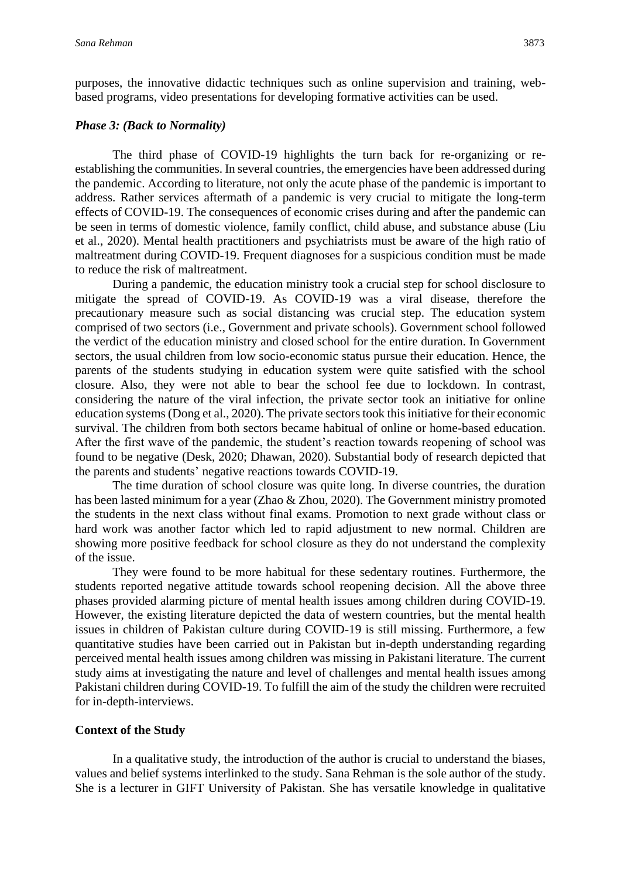purposes, the innovative didactic techniques such as online supervision and training, web-based programs, video presentations for developing formative activities can be used.

### *Phase 3: (Back to Normality)*

The third phase of COVID-19 highlights the turn back for re-organizing or re-establishing the communities. In several countries, the emergencies have been addressed during the pandemic. According to literature, not only the acute phase of the pandemic is important to address. Rather services aftermath of a pandemic is very crucial to mitigate the long-term effects of COVID-19. The consequences of economic crises during and after the pandemic can be seen in terms of domestic violence, family conflict, child abuse, and substance abuse (Liu et al., 2020). Mental health practitioners and psychiatrists must be aware of the high ratio of maltreatment during COVID-19. Frequent diagnoses for a suspicious condition must be made to reduce the risk of maltreatment.

During a pandemic, the education ministry took a crucial step for school disclosure to mitigate the spread of COVID-19. As COVID-19 was a viral disease, therefore the precautionary measure such as social distancing was crucial step. The education system comprised of two sectors (i.e., Government and private schools). Government school followed the verdict of the education ministry and closed school for the entire duration. In Government sectors, the usual children from low socio-economic status pursue their education. Hence, the parents of the students studying in education system were quite satisfied with the school closure. Also, they were not able to bear the school fee due to lockdown. In contrast, considering the nature of the viral infection, the private sector took an initiative for online education systems (Dong et al., 2020). The private sectors took this initiative for their economic survival. The children from both sectors became habitual of online or home-based education. After the first wave of the pandemic, the student's reaction towards reopening of school was found to be negative (Desk, 2020; Dhawan, 2020). Substantial body of research depicted that the parents and students' negative reactions towards COVID-19.

The time duration of school closure was quite long. In diverse countries, the duration has been lasted minimum for a year (Zhao & Zhou, 2020). The Government ministry promoted the students in the next class without final exams. Promotion to next grade without class or hard work was another factor which led to rapid adjustment to new normal. Children are showing more positive feedback for school closure as they do not understand the complexity of the issue.

They were found to be more habitual for these sedentary routines. Furthermore, the students reported negative attitude towards school reopening decision. All the above three phases provided alarming picture of mental health issues among children during COVID-19. However, the existing literature depicted the data of western countries, but the mental health issues in children of Pakistan culture during COVID-19 is still missing. Furthermore, a few quantitative studies have been carried out in Pakistan but in-depth understanding regarding perceived mental health issues among children was missing in Pakistani literature. The current study aims at investigating the nature and level of challenges and mental health issues among Pakistani children during COVID-19. To fulfill the aim of the study the children were recruited for in-depth-interviews.

## Context of the Study

In a qualitative study, the introduction of the author is crucial to understand the biases, values and belief systems interlinked to the study. Sana Rehman is the sole author of the study. She is a lecturer in GIFT University of Pakistan. She has versatile knowledge in qualitative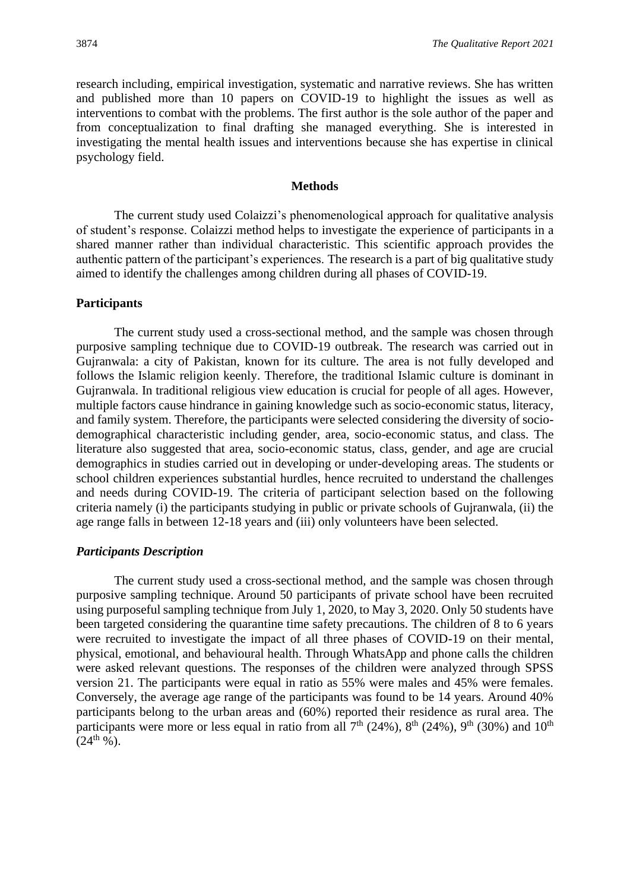research including, empirical investigation, systematic and narrative reviews. She has written and published more than 10 papers on COVID-19 to highlight the issues as well as interventions to combat with the problems. The first author is the sole author of the paper and from conceptualization to final drafting she managed everything. She is interested in investigating the mental health issues and interventions because she has expertise in clinical psychology field.

## Methods

The current study used Colaizzi's phenomenological approach for qualitative analysis of student's response. Colaizzi method helps to investigate the experience of participants in a shared manner rather than individual characteristic. This scientific approach provides the authentic pattern of the participant's experiences. The research is a part of big qualitative study aimed to identify the challenges among children during all phases of COVID-19.

### Participants

The current study used a cross-sectional method, and the sample was chosen through purposive sampling technique due to COVID-19 outbreak. The research was carried out in Gujranwala: a city of Pakistan, known for its culture. The area is not fully developed and follows the Islamic religion keenly. Therefore, the traditional Islamic culture is dominant in Gujranwala. In traditional religious view education is crucial for people of all ages. However, multiple factors cause hindrance in gaining knowledge such as socio-economic status, literacy, and family system. Therefore, the participants were selected considering the diversity of socio-demographical characteristic including gender, area, socio-economic status, and class. The literature also suggested that area, socio-economic status, class, gender, and age are crucial demographics in studies carried out in developing or under-developing areas. The students or school children experiences substantial hurdles, hence recruited to understand the challenges and needs during COVID-19. The criteria of participant selection based on the following criteria namely (i) the participants studying in public or private schools of Gujranwala, (ii) the age range falls in between 12-18 years and (iii) only volunteers have been selected.

#### *Participants Description*

The current study used a cross-sectional method, and the sample was chosen through purposive sampling technique. Around 50 participants of private school have been recruited using purposeful sampling technique from July 1, 2020, to May 3, 2020. Only 50 students have been targeted considering the quarantine time safety precautions. The children of 8 to 6 years were recruited to investigate the impact of all three phases of COVID-19 on their mental, physical, emotional, and behavioural health. Through WhatsApp and phone calls the children were asked relevant questions. The responses of the children were analyzed through SPSS version 21. The participants were equal in ratio as 55% were males and 45% were females. Conversely, the average age range of the participants was found to be 14 years. Around 40% participants belong to the urban areas and (60%) reported their residence as rural area. The participants were more or less equal in ratio from all 7th (24%), 8th (24%), 9th (30%) and 10th (24th %).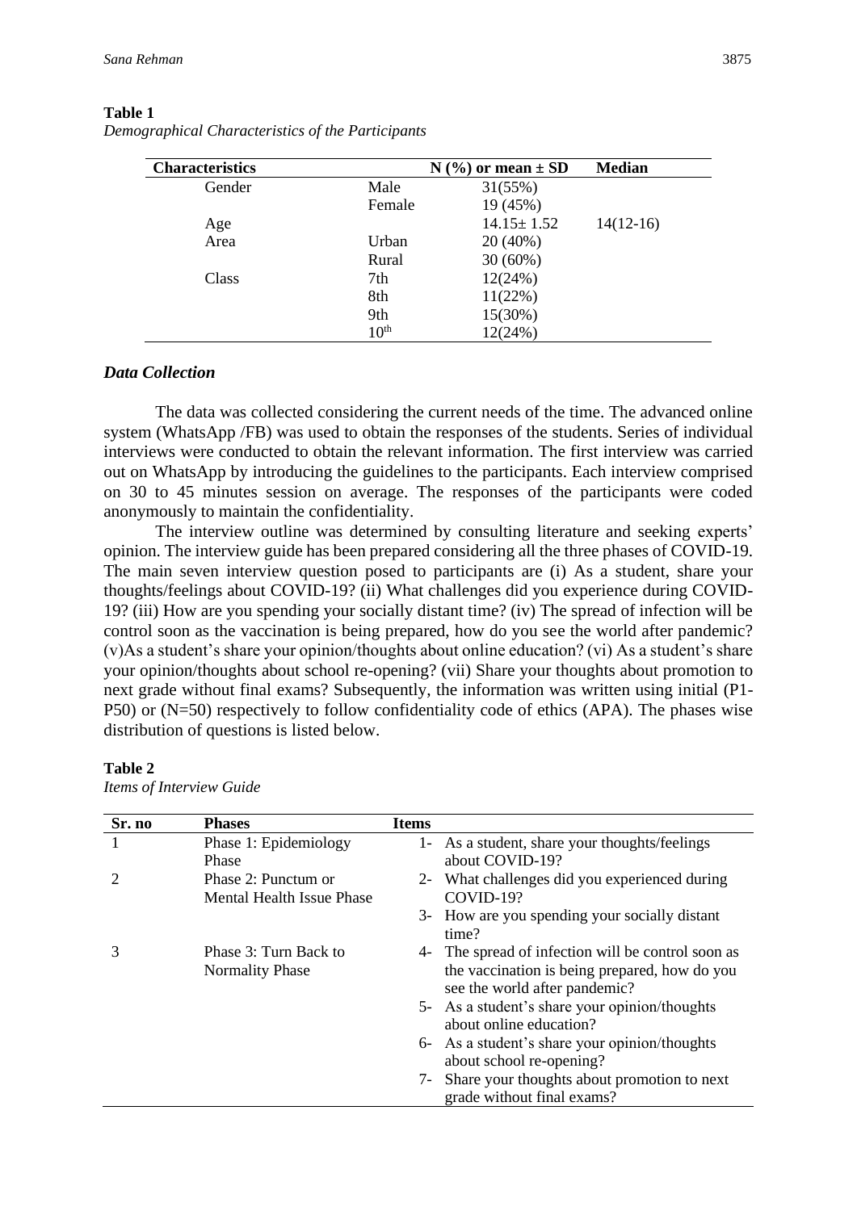**Table 1**
*Demographical Characteristics of the Participants*

| Characteristics | | N (%) or mean ± SD | Median |
|---|---|---|---|
| Gender | Male | 31(55%) | |
| | Female | 19 (45%) | |
| Age | | 14.15± 1.52 | 14(12-16) |
| Area | Urban | 20 (40%) | |
| | Rural | 30 (60%) | |
| Class | 7th | 12(24%) | |
| | 8th | 11(22%) | |
| | 9th | 15(30%) | |
| | 10th | 12(24%) | |

### *Data Collection*

The data was collected considering the current needs of the time. The advanced online system (WhatsApp /FB) was used to obtain the responses of the students. Series of individual interviews were conducted to obtain the relevant information. The first interview was carried out on WhatsApp by introducing the guidelines to the participants. Each interview comprised on 30 to 45 minutes session on average. The responses of the participants were coded anonymously to maintain the confidentiality.

The interview outline was determined by consulting literature and seeking experts' opinion. The interview guide has been prepared considering all the three phases of COVID-19. The main seven interview question posed to participants are (i) As a student, share your thoughts/feelings about COVID-19? (ii) What challenges did you experience during COVID-19? (iii) How are you spending your socially distant time? (iv) The spread of infection will be control soon as the vaccination is being prepared, how do you see the world after pandemic? (v)As a student's share your opinion/thoughts about online education? (vi) As a student's share your opinion/thoughts about school re-opening? (vii) Share your thoughts about promotion to next grade without final exams? Subsequently, the information was written using initial (P1-P50) or (N=50) respectively to follow confidentiality code of ethics (APA). The phases wise distribution of questions is listed below.

**Table 2**
*Items of Interview Guide*

| Sr. no | Phases | Items |
|---|---|---|
| 1 | Phase 1: Epidemiology Phase | 1- As a student, share your thoughts/feelings about COVID-19? |
| 2 | Phase 2: Punctum or Mental Health Issue Phase | 2- What challenges did you experienced during COVID-19? |
| | | 3- How are you spending your socially distant time? |
| 3 | Phase 3: Turn Back to Normality Phase | 4- The spread of infection will be control soon as the vaccination is being prepared, how do you see the world after pandemic? |
| | | 5- As a student's share your opinion/thoughts about online education? |
| | | 6- As a student's share your opinion/thoughts about school re-opening? |
| | | 7- Share your thoughts about promotion to next grade without final exams? |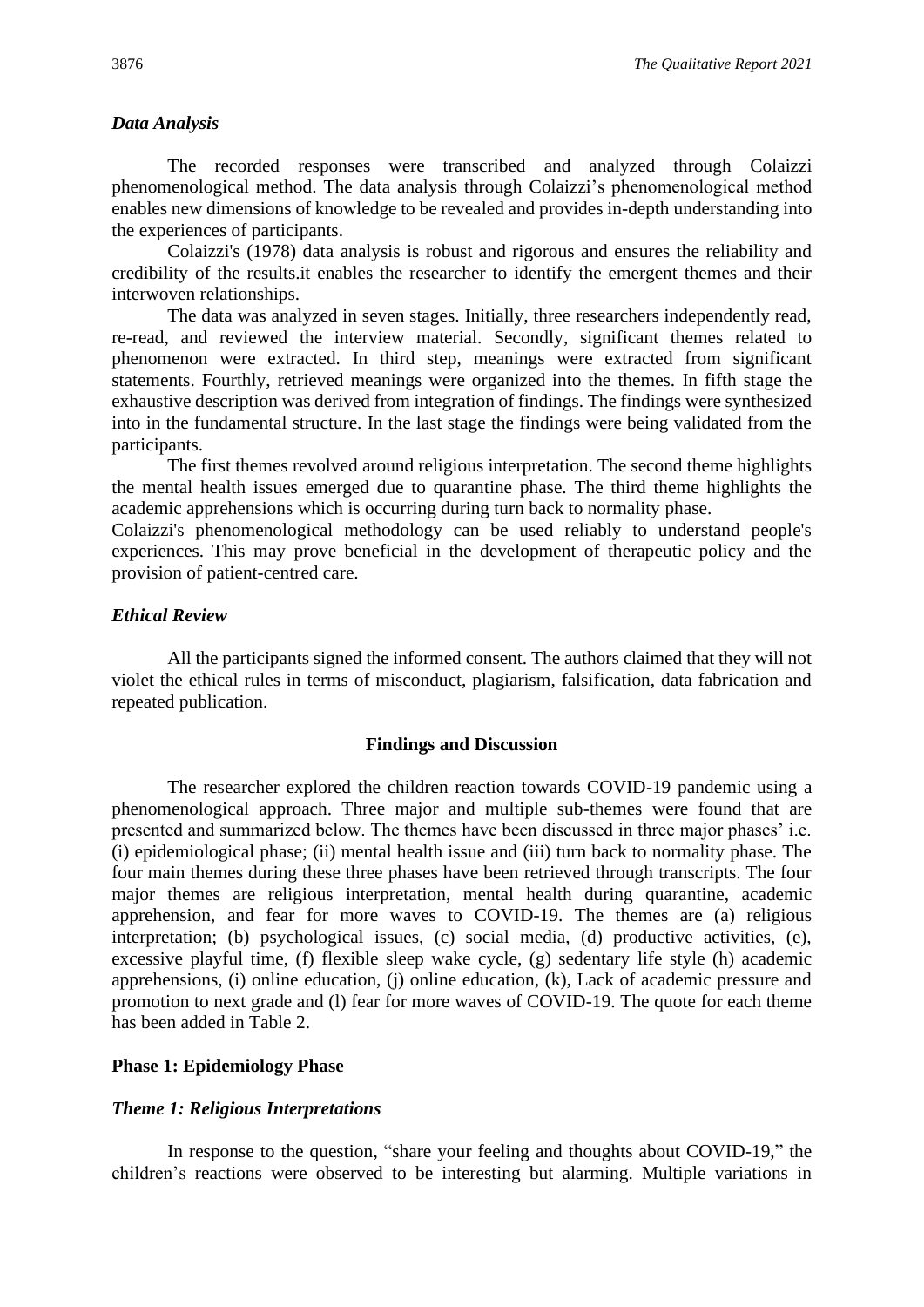### *Data Analysis*

The recorded responses were transcribed and analyzed through Colaizzi phenomenological method. The data analysis through Colaizzi's phenomenological method enables new dimensions of knowledge to be revealed and provides in-depth understanding into the experiences of participants.

Colaizzi's (1978) data analysis is robust and rigorous and ensures the reliability and credibility of the results.it enables the researcher to identify the emergent themes and their interwoven relationships.

The data was analyzed in seven stages. Initially, three researchers independently read, re-read, and reviewed the interview material. Secondly, significant themes related to phenomenon were extracted. In third step, meanings were extracted from significant statements. Fourthly, retrieved meanings were organized into the themes. In fifth stage the exhaustive description was derived from integration of findings. The findings were synthesized into in the fundamental structure. In the last stage the findings were being validated from the participants.

The first themes revolved around religious interpretation. The second theme highlights the mental health issues emerged due to quarantine phase. The third theme highlights the academic apprehensions which is occurring during turn back to normality phase.

Colaizzi's phenomenological methodology can be used reliably to understand people's experiences. This may prove beneficial in the development of therapeutic policy and the provision of patient-centred care.

### *Ethical Review*

All the participants signed the informed consent. The authors claimed that they will not violet the ethical rules in terms of misconduct, plagiarism, falsification, data fabrication and repeated publication.

## Findings and Discussion

The researcher explored the children reaction towards COVID-19 pandemic using a phenomenological approach. Three major and multiple sub-themes were found that are presented and summarized below. The themes have been discussed in three major phases' i.e. (i) epidemiological phase; (ii) mental health issue and (iii) turn back to normality phase. The four main themes during these three phases have been retrieved through transcripts. The four major themes are religious interpretation, mental health during quarantine, academic apprehension, and fear for more waves to COVID-19. The themes are (a) religious interpretation; (b) psychological issues, (c) social media, (d) productive activities, (e), excessive playful time, (f) flexible sleep wake cycle, (g) sedentary life style (h) academic apprehensions, (i) online education, (j) online education, (k), Lack of academic pressure and promotion to next grade and (l) fear for more waves of COVID-19. The quote for each theme has been added in Table 2.

### Phase 1: Epidemiology Phase

#### *Theme 1: Religious Interpretations*

In response to the question, "share your feeling and thoughts about COVID-19," the children's reactions were observed to be interesting but alarming. Multiple variations in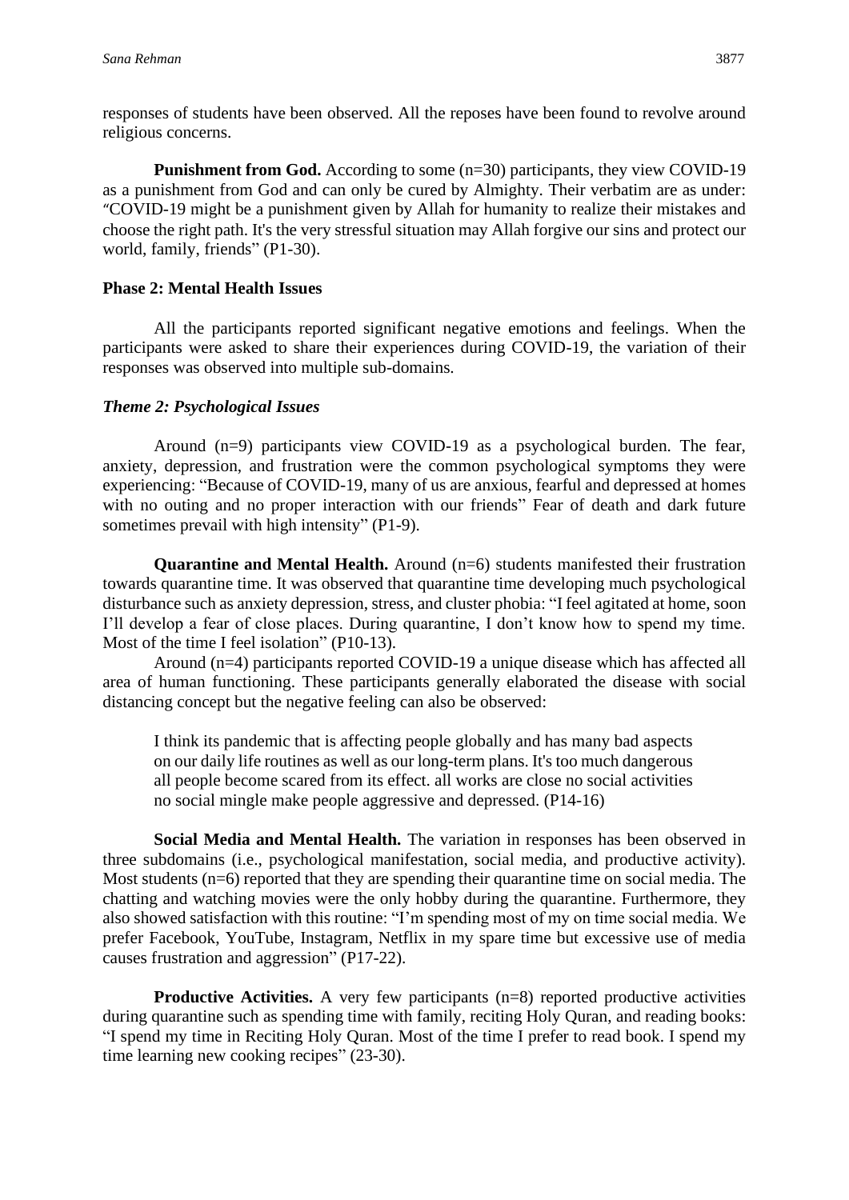responses of students have been observed. All the reposes have been found to revolve around religious concerns.

**Punishment from God.** According to some (n=30) participants, they view COVID-19 as a punishment from God and can only be cured by Almighty. Their verbatim are as under: "COVID-19 might be a punishment given by Allah for humanity to realize their mistakes and choose the right path. It's the very stressful situation may Allah forgive our sins and protect our world, family, friends" (P1-30).

### Phase 2: Mental Health Issues

All the participants reported significant negative emotions and feelings. When the participants were asked to share their experiences during COVID-19, the variation of their responses was observed into multiple sub-domains.

#### *Theme 2: Psychological Issues*

Around (n=9) participants view COVID-19 as a psychological burden. The fear, anxiety, depression, and frustration were the common psychological symptoms they were experiencing: "Because of COVID-19, many of us are anxious, fearful and depressed at homes with no outing and no proper interaction with our friends" Fear of death and dark future sometimes prevail with high intensity" (P1-9).

**Quarantine and Mental Health.** Around (n=6) students manifested their frustration towards quarantine time. It was observed that quarantine time developing much psychological disturbance such as anxiety depression, stress, and cluster phobia: "I feel agitated at home, soon I'll develop a fear of close places. During quarantine, I don't know how to spend my time. Most of the time I feel isolation" (P10-13).

Around (n=4) participants reported COVID-19 a unique disease which has affected all area of human functioning. These participants generally elaborated the disease with social distancing concept but the negative feeling can also be observed:

> I think its pandemic that is affecting people globally and has many bad aspects on our daily life routines as well as our long-term plans. It's too much dangerous all people become scared from its effect. all works are close no social activities no social mingle make people aggressive and depressed. (P14-16)

**Social Media and Mental Health.** The variation in responses has been observed in three subdomains (i.e., psychological manifestation, social media, and productive activity). Most students (n=6) reported that they are spending their quarantine time on social media. The chatting and watching movies were the only hobby during the quarantine. Furthermore, they also showed satisfaction with this routine: "I'm spending most of my on time social media. We prefer Facebook, YouTube, Instagram, Netflix in my spare time but excessive use of media causes frustration and aggression" (P17-22).

**Productive Activities.** A very few participants (n=8) reported productive activities during quarantine such as spending time with family, reciting Holy Quran, and reading books: "I spend my time in Reciting Holy Quran. Most of the time I prefer to read book. I spend my time learning new cooking recipes" (23-30).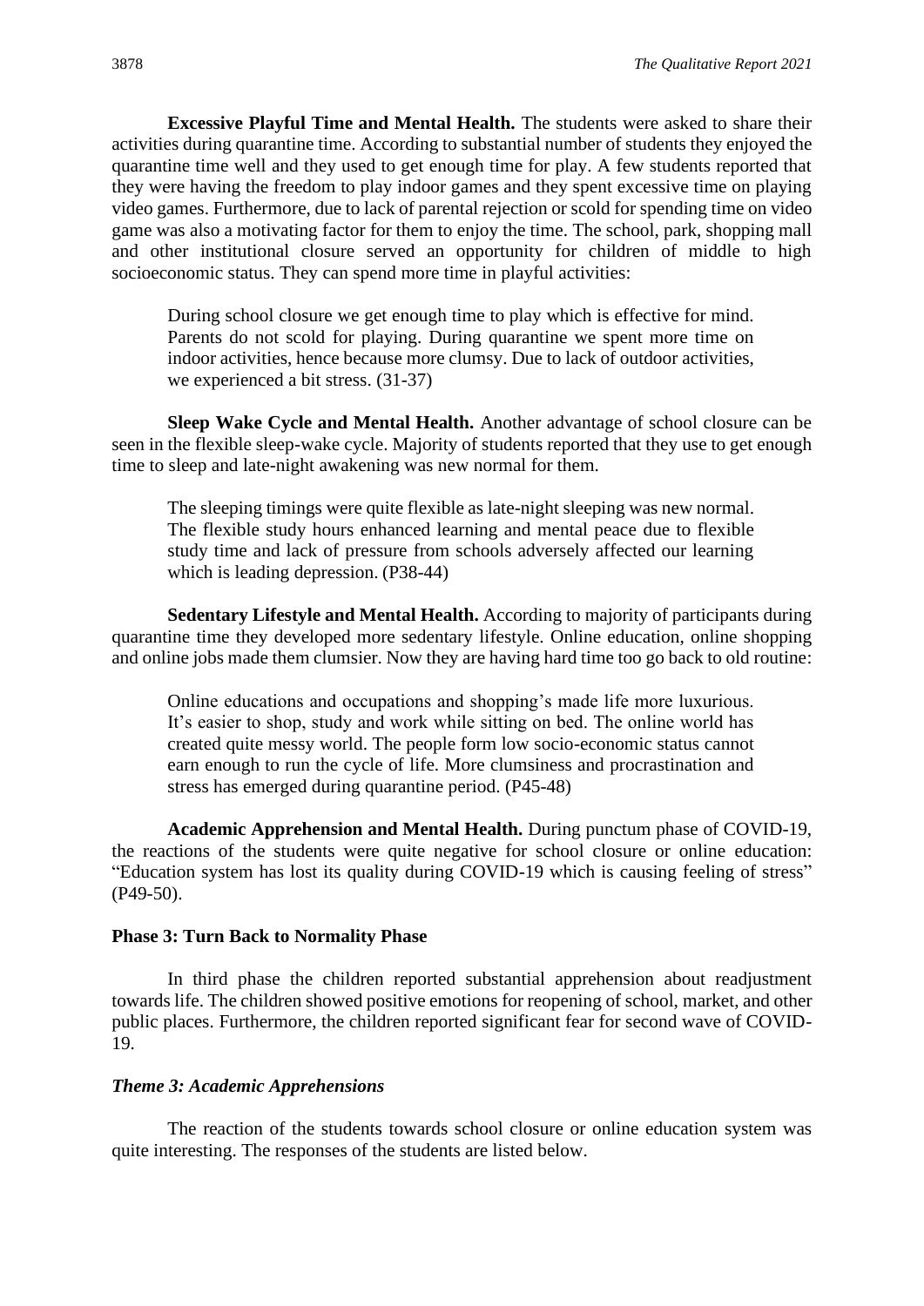**Excessive Playful Time and Mental Health.** The students were asked to share their activities during quarantine time. According to substantial number of students they enjoyed the quarantine time well and they used to get enough time for play. A few students reported that they were having the freedom to play indoor games and they spent excessive time on playing video games. Furthermore, due to lack of parental rejection or scold for spending time on video game was also a motivating factor for them to enjoy the time. The school, park, shopping mall and other institutional closure served an opportunity for children of middle to high socioeconomic status. They can spend more time in playful activities:

> During school closure we get enough time to play which is effective for mind. Parents do not scold for playing. During quarantine we spent more time on indoor activities, hence because more clumsy. Due to lack of outdoor activities, we experienced a bit stress. (31-37)

**Sleep Wake Cycle and Mental Health.** Another advantage of school closure can be seen in the flexible sleep-wake cycle. Majority of students reported that they use to get enough time to sleep and late-night awakening was new normal for them.

> The sleeping timings were quite flexible as late-night sleeping was new normal. The flexible study hours enhanced learning and mental peace due to flexible study time and lack of pressure from schools adversely affected our learning which is leading depression. (P38-44)

**Sedentary Lifestyle and Mental Health.** According to majority of participants during quarantine time they developed more sedentary lifestyle. Online education, online shopping and online jobs made them clumsier. Now they are having hard time too go back to old routine:

> Online educations and occupations and shopping's made life more luxurious. It's easier to shop, study and work while sitting on bed. The online world has created quite messy world. The people form low socio-economic status cannot earn enough to run the cycle of life. More clumsiness and procrastination and stress has emerged during quarantine period. (P45-48)

**Academic Apprehension and Mental Health.** During punctum phase of COVID-19, the reactions of the students were quite negative for school closure or online education: "Education system has lost its quality during COVID-19 which is causing feeling of stress" (P49-50).

#### Phase 3: Turn Back to Normality Phase

In third phase the children reported substantial apprehension about readjustment towards life. The children showed positive emotions for reopening of school, market, and other public places. Furthermore, the children reported significant fear for second wave of COVID-19.

#### *Theme 3: Academic Apprehensions*

The reaction of the students towards school closure or online education system was quite interesting. The responses of the students are listed below.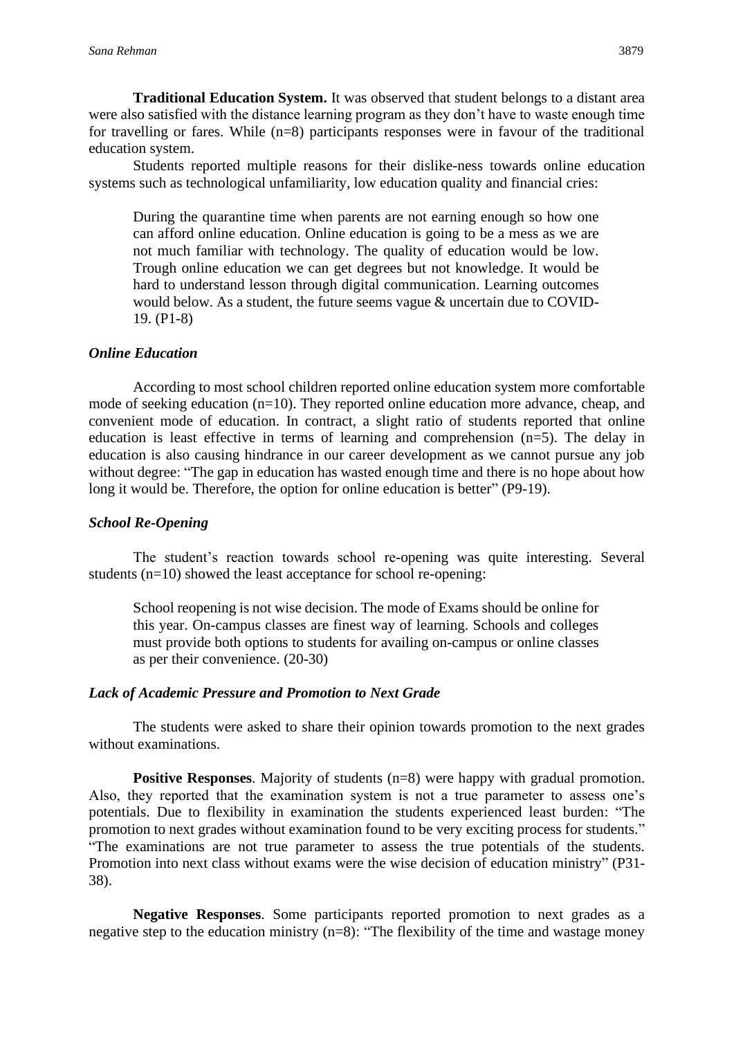**Traditional Education System.** It was observed that student belongs to a distant area were also satisfied with the distance learning program as they don't have to waste enough time for travelling or fares. While (n=8) participants responses were in favour of the traditional education system.

Students reported multiple reasons for their dislike-ness towards online education systems such as technological unfamiliarity, low education quality and financial cries:

> During the quarantine time when parents are not earning enough so how one can afford online education. Online education is going to be a mess as we are not much familiar with technology. The quality of education would be low. Trough online education we can get degrees but not knowledge. It would be hard to understand lesson through digital communication. Learning outcomes would below. As a student, the future seems vague & uncertain due to COVID-19. (P1-8)

### *Online Education*

According to most school children reported online education system more comfortable mode of seeking education (n=10). They reported online education more advance, cheap, and convenient mode of education. In contract, a slight ratio of students reported that online education is least effective in terms of learning and comprehension (n=5). The delay in education is also causing hindrance in our career development as we cannot pursue any job without degree: "The gap in education has wasted enough time and there is no hope about how long it would be. Therefore, the option for online education is better" (P9-19).

### *School Re-Opening*

The student's reaction towards school re-opening was quite interesting. Several students (n=10) showed the least acceptance for school re-opening:

> School reopening is not wise decision. The mode of Exams should be online for this year. On-campus classes are finest way of learning. Schools and colleges must provide both options to students for availing on-campus or online classes as per their convenience. (20-30)

### *Lack of Academic Pressure and Promotion to Next Grade*

The students were asked to share their opinion towards promotion to the next grades without examinations.

**Positive Responses**. Majority of students (n=8) were happy with gradual promotion. Also, they reported that the examination system is not a true parameter to assess one's potentials. Due to flexibility in examination the students experienced least burden: "The promotion to next grades without examination found to be very exciting process for students." "The examinations are not true parameter to assess the true potentials of the students. Promotion into next class without exams were the wise decision of education ministry" (P31-38).

**Negative Responses**. Some participants reported promotion to next grades as a negative step to the education ministry (n=8): "The flexibility of the time and wastage money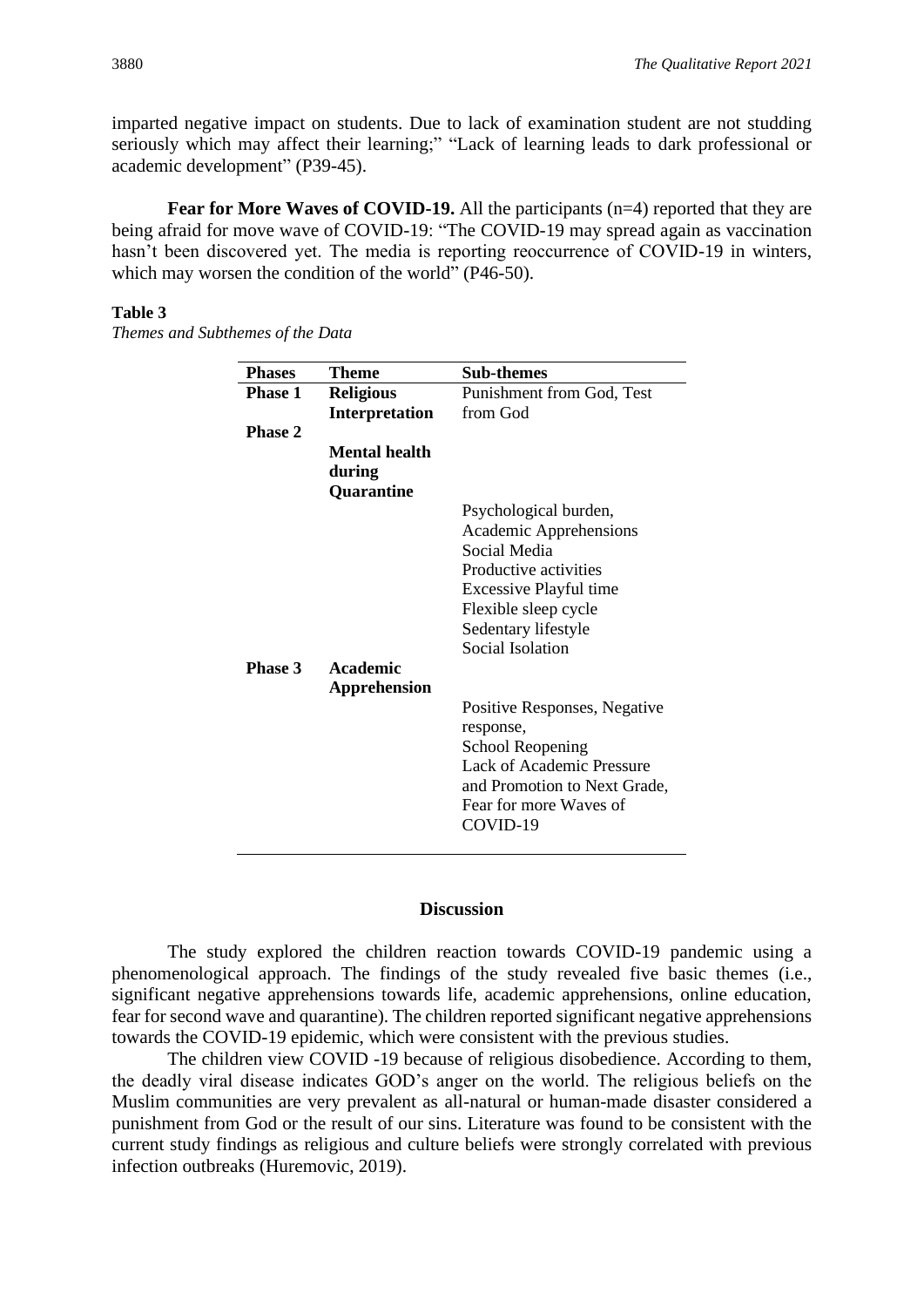imparted negative impact on students. Due to lack of examination student are not studding seriously which may affect their learning;" "Lack of learning leads to dark professional or academic development" (P39-45).

**Fear for More Waves of COVID-19.** All the participants (n=4) reported that they are being afraid for move wave of COVID-19: "The COVID-19 may spread again as vaccination hasn't been discovered yet. The media is reporting reoccurrence of COVID-19 in winters, which may worsen the condition of the world" (P46-50).

**Table 3**

*Themes and Subthemes of the Data*

| Phases | Theme | Sub-themes |
|---|---|---|
| **Phase 1** | **Religious Interpretation** | Punishment from God, Test from God |
| **Phase 2** | **Mental health during Quarantine** | |
| | | Psychological burden, Academic Apprehensions Social Media Productive activities Excessive Playful time Flexible sleep cycle Sedentary lifestyle Social Isolation |
| **Phase 3** | **Academic Apprehension** | |
| | | Positive Responses, Negative response, School Reopening Lack of Academic Pressure and Promotion to Next Grade, Fear for more Waves of COVID-19 |

## Discussion

The study explored the children reaction towards COVID-19 pandemic using a phenomenological approach. The findings of the study revealed five basic themes (i.e., significant negative apprehensions towards life, academic apprehensions, online education, fear for second wave and quarantine). The children reported significant negative apprehensions towards the COVID-19 epidemic, which were consistent with the previous studies.

The children view COVID -19 because of religious disobedience. According to them, the deadly viral disease indicates GOD's anger on the world. The religious beliefs on the Muslim communities are very prevalent as all-natural or human-made disaster considered a punishment from God or the result of our sins. Literature was found to be consistent with the current study findings as religious and culture beliefs were strongly correlated with previous infection outbreaks (Huremovic, 2019).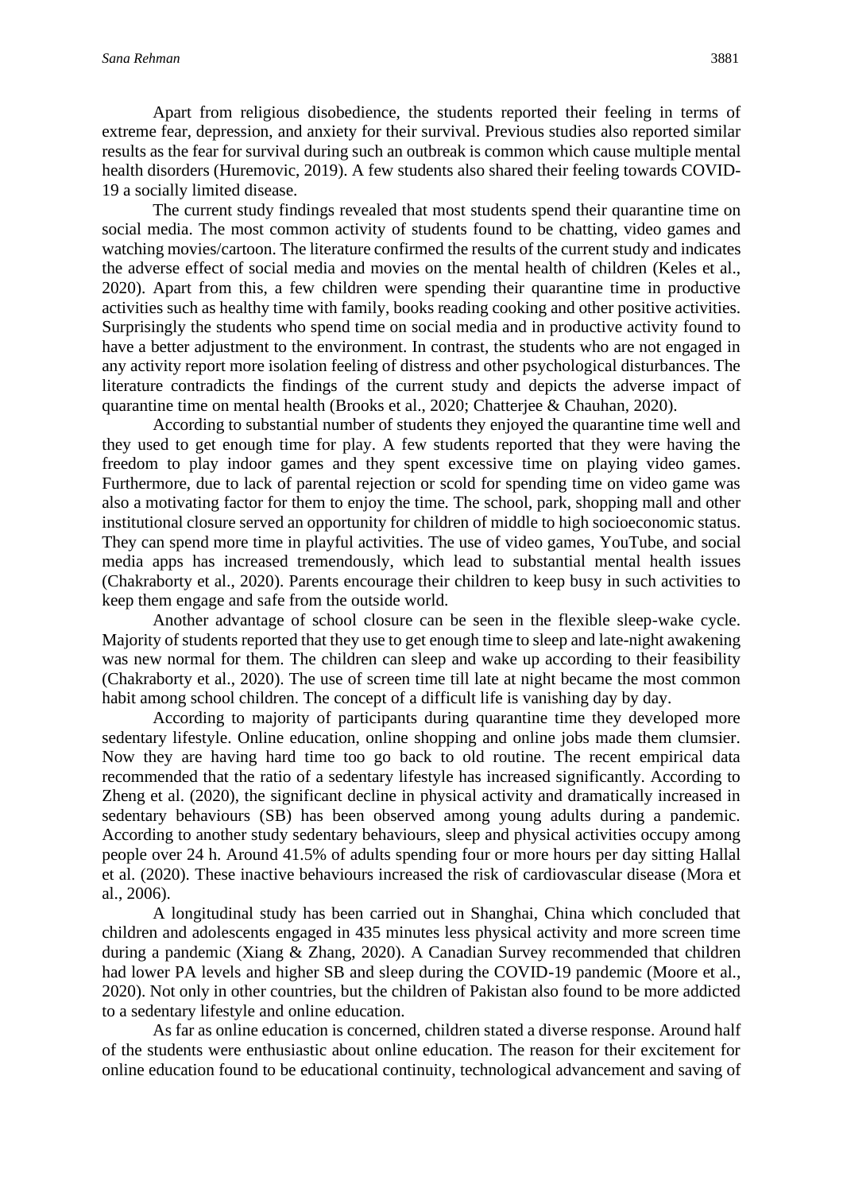Apart from religious disobedience, the students reported their feeling in terms of extreme fear, depression, and anxiety for their survival. Previous studies also reported similar results as the fear for survival during such an outbreak is common which cause multiple mental health disorders (Huremovic, 2019). A few students also shared their feeling towards COVID-19 a socially limited disease.

The current study findings revealed that most students spend their quarantine time on social media. The most common activity of students found to be chatting, video games and watching movies/cartoon. The literature confirmed the results of the current study and indicates the adverse effect of social media and movies on the mental health of children (Keles et al., 2020). Apart from this, a few children were spending their quarantine time in productive activities such as healthy time with family, books reading cooking and other positive activities. Surprisingly the students who spend time on social media and in productive activity found to have a better adjustment to the environment. In contrast, the students who are not engaged in any activity report more isolation feeling of distress and other psychological disturbances. The literature contradicts the findings of the current study and depicts the adverse impact of quarantine time on mental health (Brooks et al., 2020; Chatterjee & Chauhan, 2020).

According to substantial number of students they enjoyed the quarantine time well and they used to get enough time for play. A few students reported that they were having the freedom to play indoor games and they spent excessive time on playing video games. Furthermore, due to lack of parental rejection or scold for spending time on video game was also a motivating factor for them to enjoy the time. The school, park, shopping mall and other institutional closure served an opportunity for children of middle to high socioeconomic status. They can spend more time in playful activities. The use of video games, YouTube, and social media apps has increased tremendously, which lead to substantial mental health issues (Chakraborty et al., 2020). Parents encourage their children to keep busy in such activities to keep them engage and safe from the outside world.

Another advantage of school closure can be seen in the flexible sleep-wake cycle. Majority of students reported that they use to get enough time to sleep and late-night awakening was new normal for them. The children can sleep and wake up according to their feasibility (Chakraborty et al., 2020). The use of screen time till late at night became the most common habit among school children. The concept of a difficult life is vanishing day by day.

According to majority of participants during quarantine time they developed more sedentary lifestyle. Online education, online shopping and online jobs made them clumsier. Now they are having hard time too go back to old routine. The recent empirical data recommended that the ratio of a sedentary lifestyle has increased significantly. According to Zheng et al. (2020), the significant decline in physical activity and dramatically increased in sedentary behaviours (SB) has been observed among young adults during a pandemic. According to another study sedentary behaviours, sleep and physical activities occupy among people over 24 h. Around 41.5% of adults spending four or more hours per day sitting Hallal et al. (2020). These inactive behaviours increased the risk of cardiovascular disease (Mora et al., 2006).

A longitudinal study has been carried out in Shanghai, China which concluded that children and adolescents engaged in 435 minutes less physical activity and more screen time during a pandemic (Xiang & Zhang, 2020). A Canadian Survey recommended that children had lower PA levels and higher SB and sleep during the COVID-19 pandemic (Moore et al., 2020). Not only in other countries, but the children of Pakistan also found to be more addicted to a sedentary lifestyle and online education.

As far as online education is concerned, children stated a diverse response. Around half of the students were enthusiastic about online education. The reason for their excitement for online education found to be educational continuity, technological advancement and saving of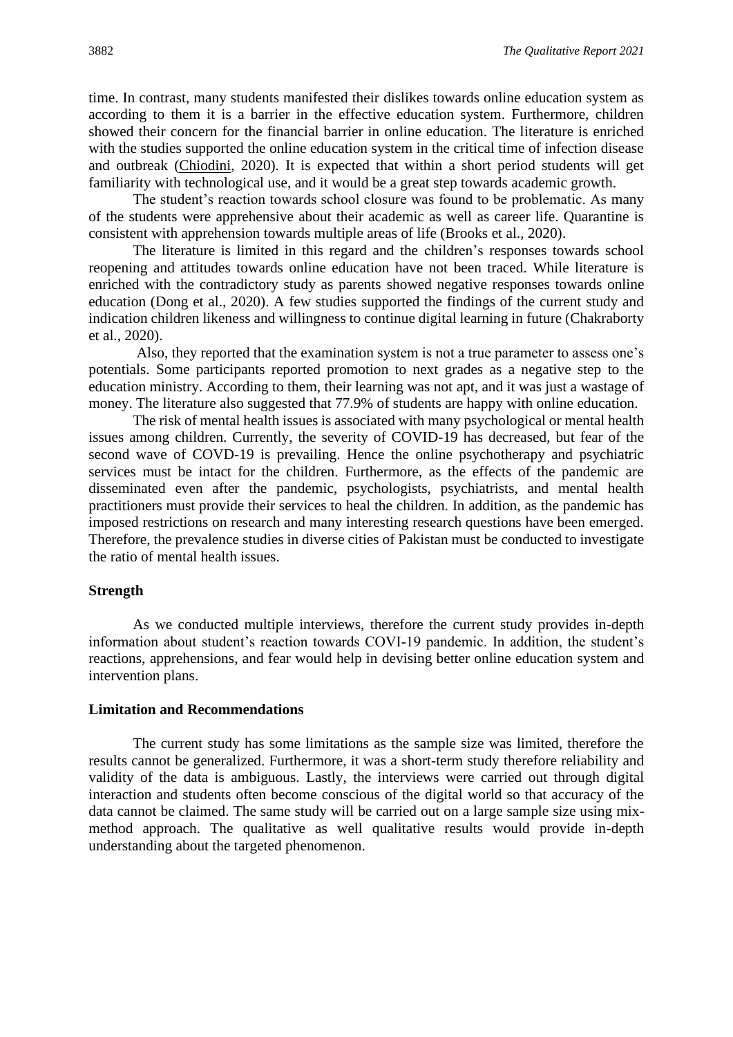time. In contrast, many students manifested their dislikes towards online education system as according to them it is a barrier in the effective education system. Furthermore, children showed their concern for the financial barrier in online education. The literature is enriched with the studies supported the online education system in the critical time of infection disease and outbreak (Chiodini, 2020). It is expected that within a short period students will get familiarity with technological use, and it would be a great step towards academic growth.

The student's reaction towards school closure was found to be problematic. As many of the students were apprehensive about their academic as well as career life. Quarantine is consistent with apprehension towards multiple areas of life (Brooks et al., 2020).

The literature is limited in this regard and the children's responses towards school reopening and attitudes towards online education have not been traced. While literature is enriched with the contradictory study as parents showed negative responses towards online education (Dong et al., 2020). A few studies supported the findings of the current study and indication children likeness and willingness to continue digital learning in future (Chakraborty et al., 2020).

Also, they reported that the examination system is not a true parameter to assess one's potentials. Some participants reported promotion to next grades as a negative step to the education ministry. According to them, their learning was not apt, and it was just a wastage of money. The literature also suggested that 77.9% of students are happy with online education.

The risk of mental health issues is associated with many psychological or mental health issues among children. Currently, the severity of COVID-19 has decreased, but fear of the second wave of COVD-19 is prevailing. Hence the online psychotherapy and psychiatric services must be intact for the children. Furthermore, as the effects of the pandemic are disseminated even after the pandemic, psychologists, psychiatrists, and mental health practitioners must provide their services to heal the children. In addition, as the pandemic has imposed restrictions on research and many interesting research questions have been emerged. Therefore, the prevalence studies in diverse cities of Pakistan must be conducted to investigate the ratio of mental health issues.

## Strength

As we conducted multiple interviews, therefore the current study provides in-depth information about student's reaction towards COVI-19 pandemic. In addition, the student's reactions, apprehensions, and fear would help in devising better online education system and intervention plans.

## Limitation and Recommendations

The current study has some limitations as the sample size was limited, therefore the results cannot be generalized. Furthermore, it was a short-term study therefore reliability and validity of the data is ambiguous. Lastly, the interviews were carried out through digital interaction and students often become conscious of the digital world so that accuracy of the data cannot be claimed. The same study will be carried out on a large sample size using mix-method approach. The qualitative as well qualitative results would provide in-depth understanding about the targeted phenomenon.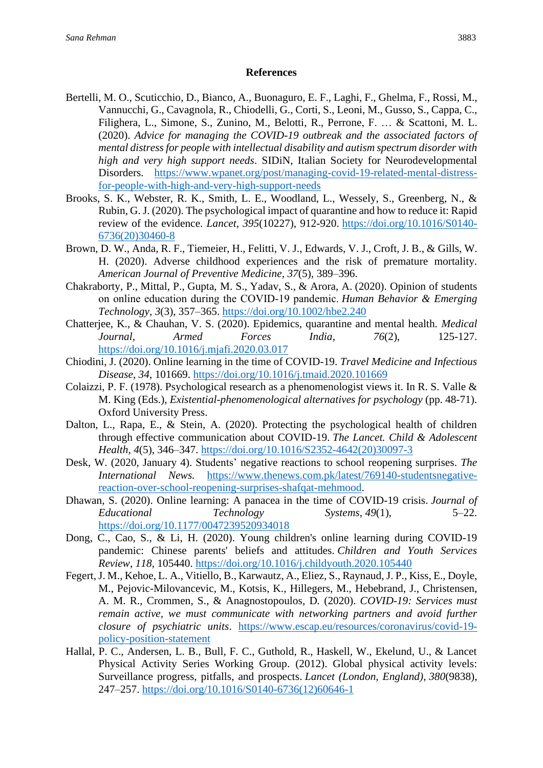## References

Bertelli, M. O., Scuticchio, D., Bianco, A., Buonaguro, E. F., Laghi, F., Ghelma, F., Rossi, M., Vannucchi, G., Cavagnola, R., Chiodelli, G., Corti, S., Leoni, M., Gusso, S., Cappa, C., Filighera, L., Simone, S., Zunino, M., Belotti, R., Perrone, F. … & Scattoni, M. L. (2020). *Advice for managing the COVID-19 outbreak and the associated factors of mental distress for people with intellectual disability and autism spectrum disorder with high and very high support needs*. SIDiN, Italian Society for Neurodevelopmental Disorders. https://www.wpanet.org/post/managing-covid-19-related-mental-distress-for-people-with-high-and-very-high-support-needs

Brooks, S. K., Webster, R. K., Smith, L. E., Woodland, L., Wessely, S., Greenberg, N., & Rubin, G. J. (2020). The psychological impact of quarantine and how to reduce it: Rapid review of the evidence. *Lancet*, *395*(10227), 912-920. https://doi.org/10.1016/S0140-6736(20)30460-8

Brown, D. W., Anda, R. F., Tiemeier, H., Felitti, V. J., Edwards, V. J., Croft, J. B., & Gills, W. H. (2020). Adverse childhood experiences and the risk of premature mortality. *American Journal of Preventive Medicine*, *37*(5), 389–396.

Chakraborty, P., Mittal, P., Gupta, M. S., Yadav, S., & Arora, A. (2020). Opinion of students on online education during the COVID-19 pandemic. *Human Behavior & Emerging Technology*, *3*(3), 357–365. https://doi.org/10.1002/hbe2.240

Chatterjee, K., & Chauhan, V. S. (2020). Epidemics, quarantine and mental health. *Medical Journal, Armed Forces India*, *76*(2), 125-127. https://doi.org/10.1016/j.mjafi.2020.03.017

Chiodini, J. (2020). Online learning in the time of COVID-19. *Travel Medicine and Infectious Disease*, *34*, 101669. https://doi.org/10.1016/j.tmaid.2020.101669

Colaizzi, P. F. (1978). Psychological research as a phenomenologist views it. In R. S. Valle & M. King (Eds.), *Existential-phenomenological alternatives for psychology* (pp. 48-71). Oxford University Press.

Dalton, L., Rapa, E., & Stein, A. (2020). Protecting the psychological health of children through effective communication about COVID-19. *The Lancet. Child & Adolescent Health*, *4*(5), 346–347. https://doi.org/10.1016/S2352-4642(20)30097-3

Desk, W. (2020, January 4). Students' negative reactions to school reopening surprises. *The International News.* https://www.thenews.com.pk/latest/769140-studentsnegative-reaction-over-school-reopening-surprises-shafqat-mehmood.

Dhawan, S. (2020). Online learning: A panacea in the time of COVID-19 crisis. *Journal of Educational Technology Systems*, *49*(1), 5–22. https://doi.org/10.1177/0047239520934018

Dong, C., Cao, S., & Li, H. (2020). Young children's online learning during COVID-19 pandemic: Chinese parents' beliefs and attitudes. *Children and Youth Services Review*, *118*, 105440. https://doi.org/10.1016/j.childyouth.2020.105440

Fegert, J. M., Kehoe, L. A., Vitiello, B., Karwautz, A., Eliez, S., Raynaud, J. P., Kiss, E., Doyle, M., Pejovic-Milovancevic, M., Kotsis, K., Hillegers, M., Hebebrand, J., Christensen, A. M. R., Crommen, S., & Anagnostopoulos, D. (2020). *COVID-19: Services must remain active, we must communicate with networking partners and avoid further closure of psychiatric units*. https://www.escap.eu/resources/coronavirus/covid-19-policy-position-statement

Hallal, P. C., Andersen, L. B., Bull, F. C., Guthold, R., Haskell, W., Ekelund, U., & Lancet Physical Activity Series Working Group. (2012). Global physical activity levels: Surveillance progress, pitfalls, and prospects. *Lancet (London, England)*, *380*(9838), 247–257. https://doi.org/10.1016/S0140-6736(12)60646-1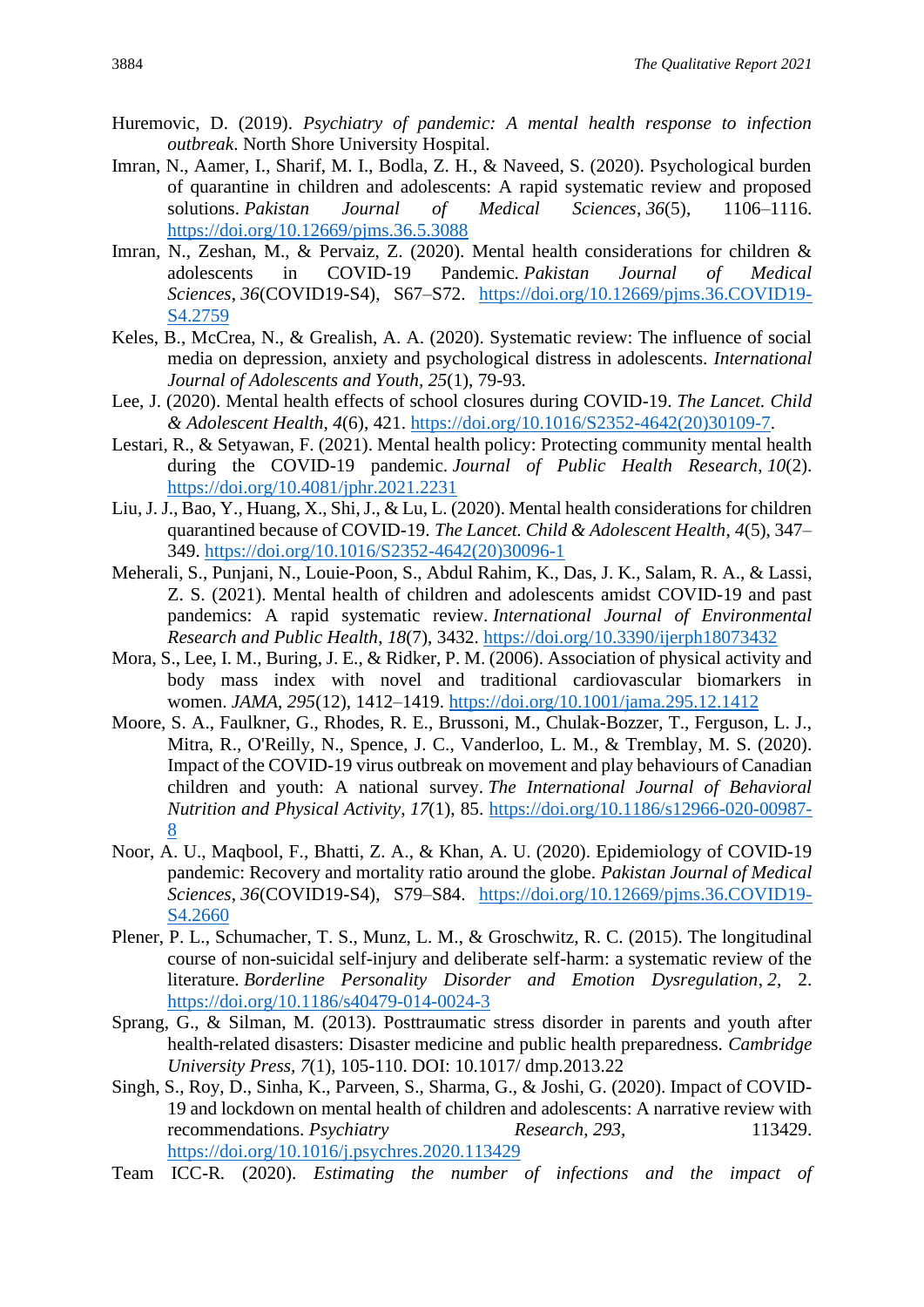Huremovic, D. (2019). *Psychiatry of pandemic: A mental health response to infection outbreak*. North Shore University Hospital.

Imran, N., Aamer, I., Sharif, M. I., Bodla, Z. H., & Naveed, S. (2020). Psychological burden of quarantine in children and adolescents: A rapid systematic review and proposed solutions. *Pakistan Journal of Medical Sciences*, *36*(5), 1106–1116. https://doi.org/10.12669/pjms.36.5.3088

Imran, N., Zeshan, M., & Pervaiz, Z. (2020). Mental health considerations for children & adolescents in COVID-19 Pandemic. *Pakistan Journal of Medical Sciences*, *36*(COVID19-S4), S67–S72. https://doi.org/10.12669/pjms.36.COVID19-S4.2759

Keles, B., McCrea, N., & Grealish, A. A. (2020). Systematic review: The influence of social media on depression, anxiety and psychological distress in adolescents. *International Journal of Adolescents and Youth, 25*(1), 79-93.

Lee, J. (2020). Mental health effects of school closures during COVID-19. *The Lancet. Child & Adolescent Health*, *4*(6), 421. https://doi.org/10.1016/S2352-4642(20)30109-7.

Lestari, R., & Setyawan, F. (2021). Mental health policy: Protecting community mental health during the COVID-19 pandemic. *Journal of Public Health Research*, *10*(2). https://doi.org/10.4081/jphr.2021.2231

Liu, J. J., Bao, Y., Huang, X., Shi, J., & Lu, L. (2020). Mental health considerations for children quarantined because of COVID-19. *The Lancet. Child & Adolescent Health*, *4*(5), 347–349. https://doi.org/10.1016/S2352-4642(20)30096-1

Meherali, S., Punjani, N., Louie-Poon, S., Abdul Rahim, K., Das, J. K., Salam, R. A., & Lassi, Z. S. (2021). Mental health of children and adolescents amidst COVID-19 and past pandemics: A rapid systematic review. *International Journal of Environmental Research and Public Health*, *18*(7), 3432. https://doi.org/10.3390/ijerph18073432

Mora, S., Lee, I. M., Buring, J. E., & Ridker, P. M. (2006). Association of physical activity and body mass index with novel and traditional cardiovascular biomarkers in women. *JAMA*, *295*(12), 1412–1419. https://doi.org/10.1001/jama.295.12.1412

Moore, S. A., Faulkner, G., Rhodes, R. E., Brussoni, M., Chulak-Bozzer, T., Ferguson, L. J., Mitra, R., O'Reilly, N., Spence, J. C., Vanderloo, L. M., & Tremblay, M. S. (2020). Impact of the COVID-19 virus outbreak on movement and play behaviours of Canadian children and youth: A national survey. *The International Journal of Behavioral Nutrition and Physical Activity*, *17*(1), 85. https://doi.org/10.1186/s12966-020-00987-8

Noor, A. U., Maqbool, F., Bhatti, Z. A., & Khan, A. U. (2020). Epidemiology of COVID-19 pandemic: Recovery and mortality ratio around the globe. *Pakistan Journal of Medical Sciences*, *36*(COVID19-S4), S79–S84. https://doi.org/10.12669/pjms.36.COVID19-S4.2660

Plener, P. L., Schumacher, T. S., Munz, L. M., & Groschwitz, R. C. (2015). The longitudinal course of non-suicidal self-injury and deliberate self-harm: a systematic review of the literature. *Borderline Personality Disorder and Emotion Dysregulation*, *2*, 2. https://doi.org/10.1186/s40479-014-0024-3

Sprang, G., & Silman, M. (2013). Posttraumatic stress disorder in parents and youth after health-related disasters: Disaster medicine and public health preparedness. *Cambridge University Press, 7*(1), 105-110. DOI: 10.1017/ dmp.2013.22

Singh, S., Roy, D., Sinha, K., Parveen, S., Sharma, G., & Joshi, G. (2020). Impact of COVID-19 and lockdown on mental health of children and adolescents: A narrative review with recommendations. *Psychiatry Research*, *293*, 113429. https://doi.org/10.1016/j.psychres.2020.113429

Team ICC-R. (2020). *Estimating the number of infections and the impact of*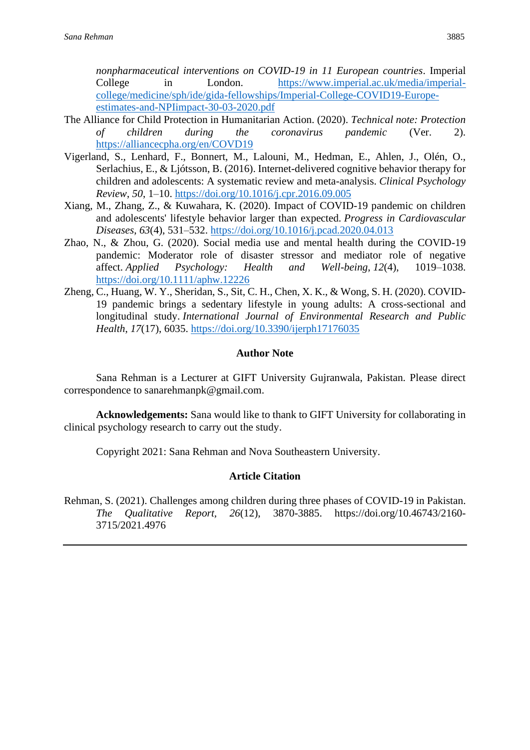*nonpharmaceutical interventions on COVID-19 in 11 European countries*. Imperial College in London. https://www.imperial.ac.uk/media/imperial-college/medicine/sph/ide/gida-fellowships/Imperial-College-COVID19-Europe-estimates-and-NPIimpact-30-03-2020.pdf

The Alliance for Child Protection in Humanitarian Action. (2020). *Technical note: Protection of children during the coronavirus pandemic* (Ver. 2). https://alliancecpha.org/en/COVD19

Vigerland, S., Lenhard, F., Bonnert, M., Lalouni, M., Hedman, E., Ahlen, J., Olén, O., Serlachius, E., & Ljótsson, B. (2016). Internet-delivered cognitive behavior therapy for children and adolescents: A systematic review and meta-analysis. *Clinical Psychology Review*, *50*, 1–10. https://doi.org/10.1016/j.cpr.2016.09.005

Xiang, M., Zhang, Z., & Kuwahara, K. (2020). Impact of COVID-19 pandemic on children and adolescents' lifestyle behavior larger than expected. *Progress in Cardiovascular Diseases*, *63*(4), 531–532. https://doi.org/10.1016/j.pcad.2020.04.013

Zhao, N., & Zhou, G. (2020). Social media use and mental health during the COVID-19 pandemic: Moderator role of disaster stressor and mediator role of negative affect. *Applied Psychology: Health and Well-being*, *12*(4), 1019–1038. https://doi.org/10.1111/aphw.12226

Zheng, C., Huang, W. Y., Sheridan, S., Sit, C. H., Chen, X. K., & Wong, S. H. (2020). COVID-19 pandemic brings a sedentary lifestyle in young adults: A cross-sectional and longitudinal study. *International Journal of Environmental Research and Public Health*, *17*(17), 6035. https://doi.org/10.3390/ijerph17176035

## Author Note

Sana Rehman is a Lecturer at GIFT University Gujranwala, Pakistan. Please direct correspondence to sanarehmanpk@gmail.com.

**Acknowledgements:** Sana would like to thank to GIFT University for collaborating in clinical psychology research to carry out the study.

Copyright 2021: Sana Rehman and Nova Southeastern University.

## Article Citation

Rehman, S. (2021). Challenges among children during three phases of COVID-19 in Pakistan. *The Qualitative Report*, *26*(12), 3870-3885. https://doi.org/10.46743/2160-3715/2021.4976